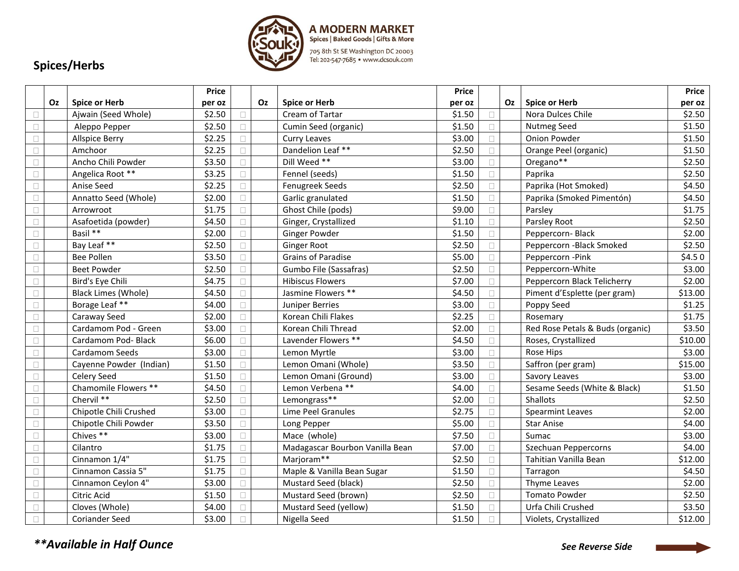A MODERN MARKET
Spices | Baked Goods | Gifts & More
705 8th St SE Washington DC 20003
Tel: 202-547-7685 • www.dcsouk.com

## Spices/Herbs

| | Oz | Spice or Herb | Price per oz | | Oz | Spice or Herb | Price per oz | | Oz | Spice or Herb | Price per oz |
|---|---|---|---|---|---|---|---|---|---|---|---|
| □ | | Ajwain (Seed Whole) | $2.50 | □ | | Cream of Tartar | $1.50 | □ | | Nora Dulces Chile | $2.50 |
| □ | | Aleppo Pepper | $2.50 | □ | | Cumin Seed (organic) | $1.50 | □ | | Nutmeg Seed | $1.50 |
| □ | | Allspice Berry | $2.25 | □ | | Curry Leaves | $3.00 | □ | | Onion Powder | $1.50 |
| □ | | Amchoor | $2.25 | □ | | Dandelion Leaf ** | $2.50 | □ | | Orange Peel (organic) | $1.50 |
| □ | | Ancho Chili Powder | $3.50 | □ | | Dill Weed ** | $3.00 | □ | | Oregano** | $2.50 |
| □ | | Angelica Root ** | $3.25 | □ | | Fennel (seeds) | $1.50 | □ | | Paprika | $2.50 |
| □ | | Anise Seed | $2.25 | □ | | Fenugreek Seeds | $2.50 | □ | | Paprika (Hot Smoked) | $4.50 |
| □ | | Annatto Seed (Whole) | $2.00 | □ | | Garlic granulated | $1.50 | □ | | Paprika (Smoked Pimentón) | $4.50 |
| □ | | Arrowroot | $1.75 | □ | | Ghost Chile (pods) | $9.00 | □ | | Parsley | $1.75 |
| □ | | Asafoetida (powder) | $4.50 | □ | | Ginger, Crystallized | $1.10 | □ | | Parsley Root | $2.50 |
| □ | | Basil ** | $2.00 | □ | | Ginger Powder | $1.50 | □ | | Peppercorn- Black | $2.00 |
| □ | | Bay Leaf ** | $2.50 | □ | | Ginger Root | $2.50 | □ | | Peppercorn -Black Smoked | $2.50 |
| □ | | Bee Pollen | $3.50 | □ | | Grains of Paradise | $5.00 | □ | | Peppercorn -Pink | $4.5 0 |
| □ | | Beet Powder | $2.50 | □ | | Gumbo File (Sassafras) | $2.50 | □ | | Peppercorn-White | $3.00 |
| □ | | Bird's Eye Chili | $4.75 | □ | | Hibiscus Flowers | $7.00 | □ | | Peppercorn Black Telicherry | $2.00 |
| □ | | Black Limes (Whole) | $4.50 | □ | | Jasmine Flowers ** | $4.50 | □ | | Piment d'Esplette (per gram) | $13.00 |
| □ | | Borage Leaf ** | $4.00 | □ | | Juniper Berries | $3.00 | □ | | Poppy Seed | $1.25 |
| □ | | Caraway Seed | $2.00 | □ | | Korean Chili Flakes | $2.25 | □ | | Rosemary | $1.75 |
| □ | | Cardamom Pod - Green | $3.00 | □ | | Korean Chili Thread | $2.00 | □ | | Red Rose Petals & Buds (organic) | $3.50 |
| □ | | Cardamom Pod- Black | $6.00 | □ | | Lavender Flowers ** | $4.50 | □ | | Roses, Crystallized | $10.00 |
| □ | | Cardamom Seeds | $3.00 | □ | | Lemon Myrtle | $3.00 | □ | | Rose Hips | $3.00 |
| □ | | Cayenne Powder (Indian) | $1.50 | □ | | Lemon Omani (Whole) | $3.50 | □ | | Saffron (per gram) | $15.00 |
| □ | | Celery Seed | $1.50 | □ | | Lemon Omani (Ground) | $3.00 | □ | | Savory Leaves | $3.00 |
| □ | | Chamomile Flowers ** | $4.50 | □ | | Lemon Verbena ** | $4.00 | □ | | Sesame Seeds (White & Black) | $1.50 |
| □ | | Chervil ** | $2.50 | □ | | Lemongrass** | $2.00 | □ | | Shallots | $2.50 |
| □ | | Chipotle Chili Crushed | $3.00 | □ | | Lime Peel Granules | $2.75 | □ | | Spearmint Leaves | $2.00 |
| □ | | Chipotle Chili Powder | $3.50 | □ | | Long Pepper | $5.00 | □ | | Star Anise | $4.00 |
| □ | | Chives ** | $3.00 | □ | | Mace (whole) | $7.50 | □ | | Sumac | $3.00 |
| □ | | Cilantro | $1.75 | □ | | Madagascar Bourbon Vanilla Bean | $7.00 | □ | | Szechuan Peppercorns | $4.00 |
| □ | | Cinnamon 1/4" | $1.75 | □ | | Marjoram** | $2.50 | □ | | Tahitian Vanilla Bean | $12.00 |
| □ | | Cinnamon Cassia 5" | $1.75 | □ | | Maple & Vanilla Bean Sugar | $1.50 | □ | | Tarragon | $4.50 |
| □ | | Cinnamon Ceylon 4" | $3.00 | □ | | Mustard Seed (black) | $2.50 | □ | | Thyme Leaves | $2.00 |
| □ | | Citric Acid | $1.50 | □ | | Mustard Seed (brown) | $2.50 | □ | | Tomato Powder | $2.50 |
| □ | | Cloves (Whole) | $4.00 | □ | | Mustard Seed (yellow) | $1.50 | □ | | Urfa Chili Crushed | $3.50 |
| □ | | Coriander Seed | $3.00 | □ | | Nigella Seed | $1.50 | □ | | Violets, Crystallized | $12.00 |

***\*\*Available in Half Ounce***

***See Reverse Side***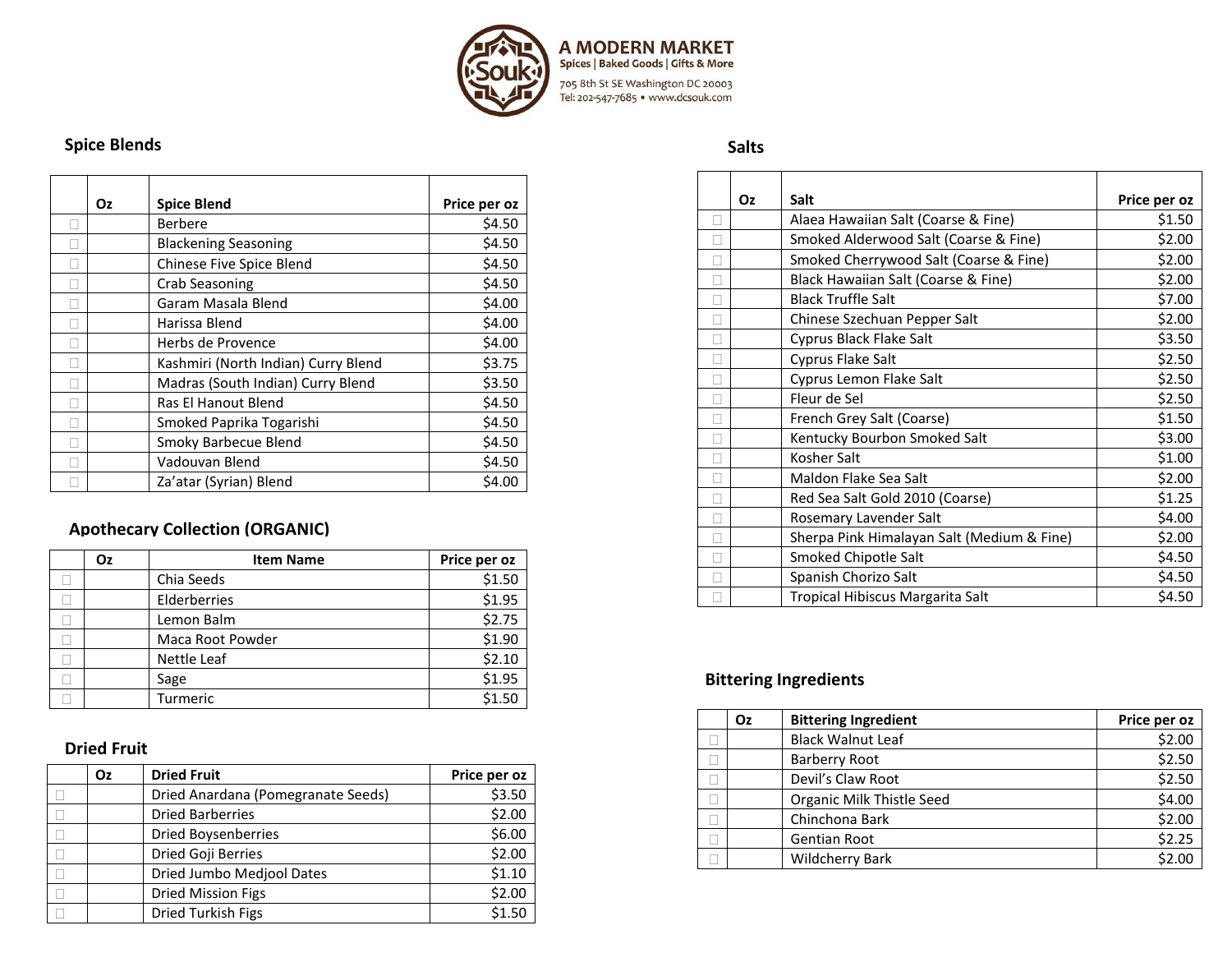A MODERN MARKET
Spices | Baked Goods | Gifts & More
705 8th St SE Washington DC 20003
Tel: 202-547-7685 • www.dcsouk.com

## Spice Blends

| | Oz | Spice Blend | Price per oz |
|---|---|---|---|
| ☐ | | Berbere | $4.50 |
| ☐ | | Blackening Seasoning | $4.50 |
| ☐ | | Chinese Five Spice Blend | $4.50 |
| ☐ | | Crab Seasoning | $4.50 |
| ☐ | | Garam Masala Blend | $4.00 |
| ☐ | | Harissa Blend | $4.00 |
| ☐ | | Herbs de Provence | $4.00 |
| ☐ | | Kashmiri (North Indian) Curry Blend | $3.75 |
| ☐ | | Madras (South Indian) Curry Blend | $3.50 |
| ☐ | | Ras El Hanout Blend | $4.50 |
| ☐ | | Smoked Paprika Togarishi | $4.50 |
| ☐ | | Smoky Barbecue Blend | $4.50 |
| ☐ | | Vadouvan Blend | $4.50 |
| ☐ | | Za'atar (Syrian) Blend | $4.00 |

## Apothecary Collection (ORGANIC)

| | Oz | Item Name | Price per oz |
|---|---|---|---|
| ☐ | | Chia Seeds | $1.50 |
| ☐ | | Elderberries | $1.95 |
| ☐ | | Lemon Balm | $2.75 |
| ☐ | | Maca Root Powder | $1.90 |
| ☐ | | Nettle Leaf | $2.10 |
| ☐ | | Sage | $1.95 |
| ☐ | | Turmeric | $1.50 |

## Dried Fruit

| | Oz | Dried Fruit | Price per oz |
|---|---|---|---|
| ☐ | | Dried Anardana (Pomegranate Seeds) | $3.50 |
| ☐ | | Dried Barberries | $2.00 |
| ☐ | | Dried Boysenberries | $6.00 |
| ☐ | | Dried Goji Berries | $2.00 |
| ☐ | | Dried Jumbo Medjool Dates | $1.10 |
| ☐ | | Dried Mission Figs | $2.00 |
| ☐ | | Dried Turkish Figs | $1.50 |

## Salts

| | Oz | Salt | Price per oz |
|---|---|---|---|
| ☐ | | Alaea Hawaiian Salt (Coarse & Fine) | $1.50 |
| ☐ | | Smoked Alderwood Salt (Coarse & Fine) | $2.00 |
| ☐ | | Smoked Cherrywood Salt (Coarse & Fine) | $2.00 |
| ☐ | | Black Hawaiian Salt (Coarse & Fine) | $2.00 |
| ☐ | | Black Truffle Salt | $7.00 |
| ☐ | | Chinese Szechuan Pepper Salt | $2.00 |
| ☐ | | Cyprus Black Flake Salt | $3.50 |
| ☐ | | Cyprus Flake Salt | $2.50 |
| ☐ | | Cyprus Lemon Flake Salt | $2.50 |
| ☐ | | Fleur de Sel | $2.50 |
| ☐ | | French Grey Salt (Coarse) | $1.50 |
| ☐ | | Kentucky Bourbon Smoked Salt | $3.00 |
| ☐ | | Kosher Salt | $1.00 |
| ☐ | | Maldon Flake Sea Salt | $2.00 |
| ☐ | | Red Sea Salt Gold 2010 (Coarse) | $1.25 |
| ☐ | | Rosemary Lavender Salt | $4.00 |
| ☐ | | Sherpa Pink Himalayan Salt (Medium & Fine) | $2.00 |
| ☐ | | Smoked Chipotle Salt | $4.50 |
| ☐ | | Spanish Chorizo Salt | $4.50 |
| ☐ | | Tropical Hibiscus Margarita Salt | $4.50 |

## Bittering Ingredients

| | Oz | Bittering Ingredient | Price per oz |
|---|---|---|---|
| ☐ | | Black Walnut Leaf | $2.00 |
| ☐ | | Barberry Root | $2.50 |
| ☐ | | Devil's Claw Root | $2.50 |
| ☐ | | Organic Milk Thistle Seed | $4.00 |
| ☐ | | Chinchona Bark | $2.00 |
| ☐ | | Gentian Root | $2.25 |
| ☐ | | Wildcherry Bark | $2.00 |